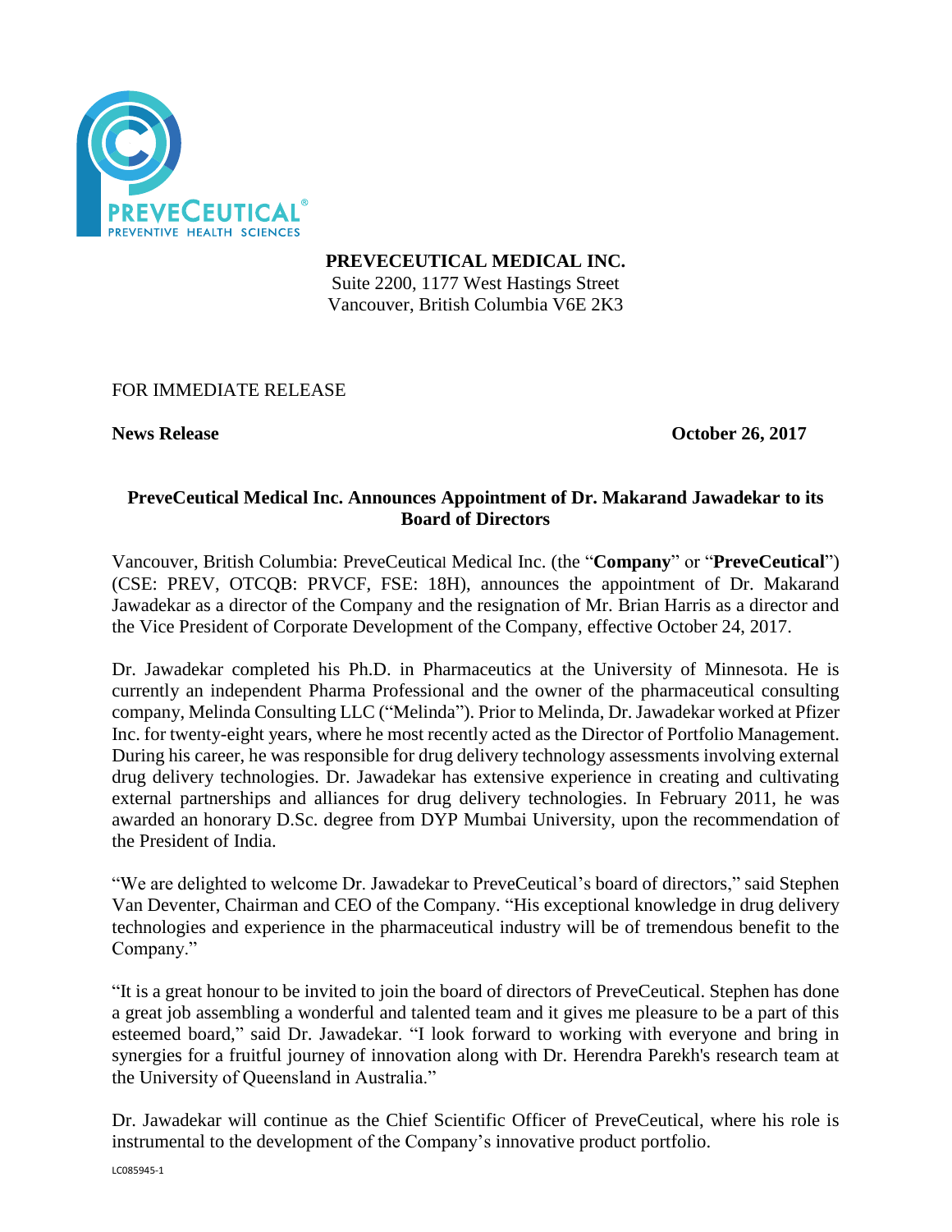**PREVECEUTICAL MEDICAL INC.**
Suite 2200, 1177 West Hastings Street
Vancouver, British Columbia V6E 2K3

FOR IMMEDIATE RELEASE

**News Release** **October 26, 2017**

## PreveCeutical Medical Inc. Announces Appointment of Dr. Makarand Jawadekar to its Board of Directors

Vancouver, British Columbia: PreveCeutical Medical Inc. (the "**Company**" or "**PreveCeutical**") (CSE: PREV, OTCQB: PRVCF, FSE: 18H), announces the appointment of Dr. Makarand Jawadekar as a director of the Company and the resignation of Mr. Brian Harris as a director and the Vice President of Corporate Development of the Company, effective October 24, 2017.

Dr. Jawadekar completed his Ph.D. in Pharmaceutics at the University of Minnesota. He is currently an independent Pharma Professional and the owner of the pharmaceutical consulting company, Melinda Consulting LLC ("Melinda"). Prior to Melinda, Dr. Jawadekar worked at Pfizer Inc. for twenty-eight years, where he most recently acted as the Director of Portfolio Management. During his career, he was responsible for drug delivery technology assessments involving external drug delivery technologies. Dr. Jawadekar has extensive experience in creating and cultivating external partnerships and alliances for drug delivery technologies. In February 2011, he was awarded an honorary D.Sc. degree from DYP Mumbai University, upon the recommendation of the President of India.

"We are delighted to welcome Dr. Jawadekar to PreveCeutical's board of directors," said Stephen Van Deventer, Chairman and CEO of the Company. "His exceptional knowledge in drug delivery technologies and experience in the pharmaceutical industry will be of tremendous benefit to the Company."

"It is a great honour to be invited to join the board of directors of PreveCeutical. Stephen has done a great job assembling a wonderful and talented team and it gives me pleasure to be a part of this esteemed board," said Dr. Jawadekar. "I look forward to working with everyone and bring in synergies for a fruitful journey of innovation along with Dr. Herendra Parekh's research team at the University of Queensland in Australia."

Dr. Jawadekar will continue as the Chief Scientific Officer of PreveCeutical, where his role is instrumental to the development of the Company's innovative product portfolio.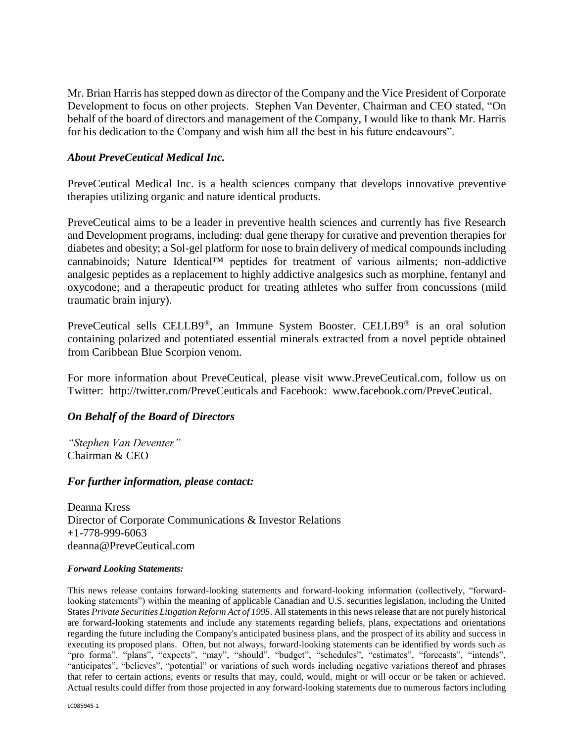Mr. Brian Harris has stepped down as director of the Company and the Vice President of Corporate Development to focus on other projects. Stephen Van Deventer, Chairman and CEO stated, "On behalf of the board of directors and management of the Company, I would like to thank Mr. Harris for his dedication to the Company and wish him all the best in his future endeavours".

### *About PreveCeutical Medical Inc.*

PreveCeutical Medical Inc. is a health sciences company that develops innovative preventive therapies utilizing organic and nature identical products.

PreveCeutical aims to be a leader in preventive health sciences and currently has five Research and Development programs, including: dual gene therapy for curative and prevention therapies for diabetes and obesity; a Sol-gel platform for nose to brain delivery of medical compounds including cannabinoids; Nature Identical™ peptides for treatment of various ailments; non-addictive analgesic peptides as a replacement to highly addictive analgesics such as morphine, fentanyl and oxycodone; and a therapeutic product for treating athletes who suffer from concussions (mild traumatic brain injury).

PreveCeutical sells CELLB9®, an Immune System Booster. CELLB9® is an oral solution containing polarized and potentiated essential minerals extracted from a novel peptide obtained from Caribbean Blue Scorpion venom.

For more information about PreveCeutical, please visit www.PreveCeutical.com, follow us on Twitter: http://twitter.com/PreveCeuticals and Facebook: www.facebook.com/PreveCeutical.

### *On Behalf of the Board of Directors*

*"Stephen Van Deventer"*
Chairman & CEO

### *For further information, please contact:*

Deanna Kress
Director of Corporate Communications & Investor Relations
+1-778-999-6063
deanna@PreveCeutical.com

***Forward Looking Statements:***

This news release contains forward-looking statements and forward-looking information (collectively, "forward-looking statements") within the meaning of applicable Canadian and U.S. securities legislation, including the United States *Private Securities Litigation Reform Act of 1995*. All statements in this news release that are not purely historical are forward-looking statements and include any statements regarding beliefs, plans, expectations and orientations regarding the future including the Company's anticipated business plans, and the prospect of its ability and success in executing its proposed plans. Often, but not always, forward-looking statements can be identified by words such as "pro forma", "plans", "expects", "may", "should", "budget", "schedules", "estimates", "forecasts", "intends", "anticipates", "believes", "potential" or variations of such words including negative variations thereof and phrases that refer to certain actions, events or results that may, could, would, might or will occur or be taken or achieved. Actual results could differ from those projected in any forward-looking statements due to numerous factors including

LC085945-1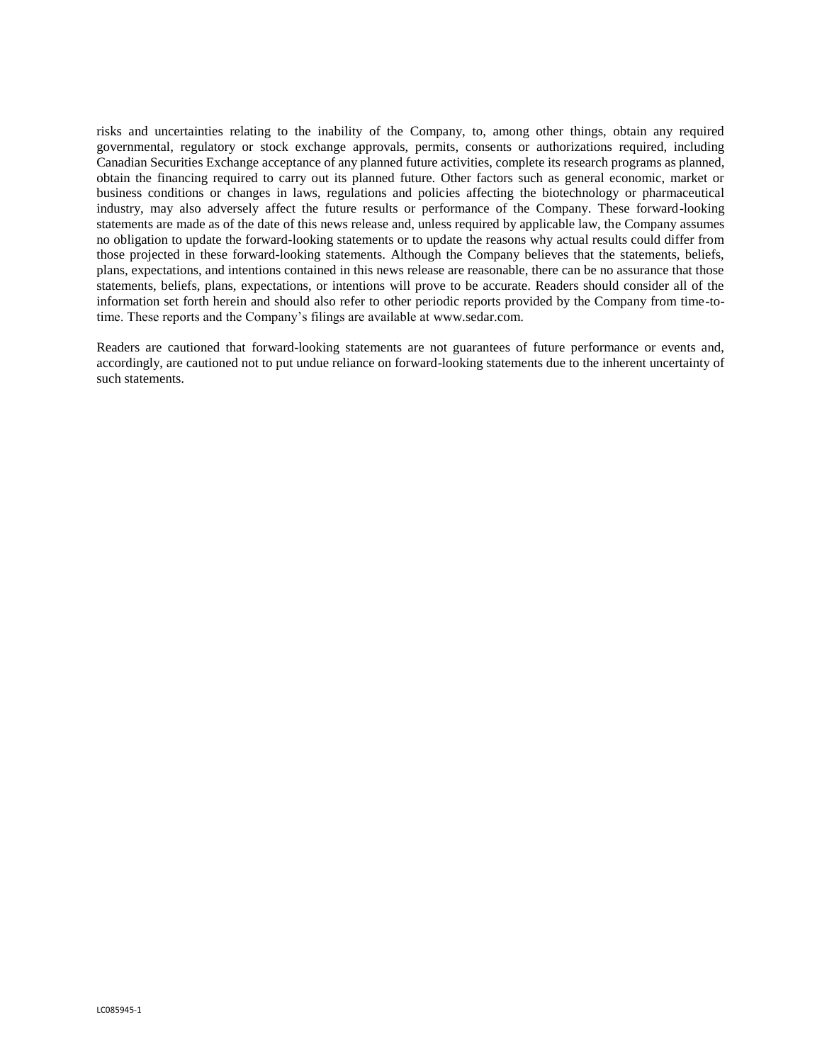risks and uncertainties relating to the inability of the Company, to, among other things, obtain any required governmental, regulatory or stock exchange approvals, permits, consents or authorizations required, including Canadian Securities Exchange acceptance of any planned future activities, complete its research programs as planned, obtain the financing required to carry out its planned future. Other factors such as general economic, market or business conditions or changes in laws, regulations and policies affecting the biotechnology or pharmaceutical industry, may also adversely affect the future results or performance of the Company. These forward-looking statements are made as of the date of this news release and, unless required by applicable law, the Company assumes no obligation to update the forward-looking statements or to update the reasons why actual results could differ from those projected in these forward-looking statements. Although the Company believes that the statements, beliefs, plans, expectations, and intentions contained in this news release are reasonable, there can be no assurance that those statements, beliefs, plans, expectations, or intentions will prove to be accurate. Readers should consider all of the information set forth herein and should also refer to other periodic reports provided by the Company from time-to-time. These reports and the Company's filings are available at www.sedar.com.

Readers are cautioned that forward-looking statements are not guarantees of future performance or events and, accordingly, are cautioned not to put undue reliance on forward-looking statements due to the inherent uncertainty of such statements.

LC085945-1